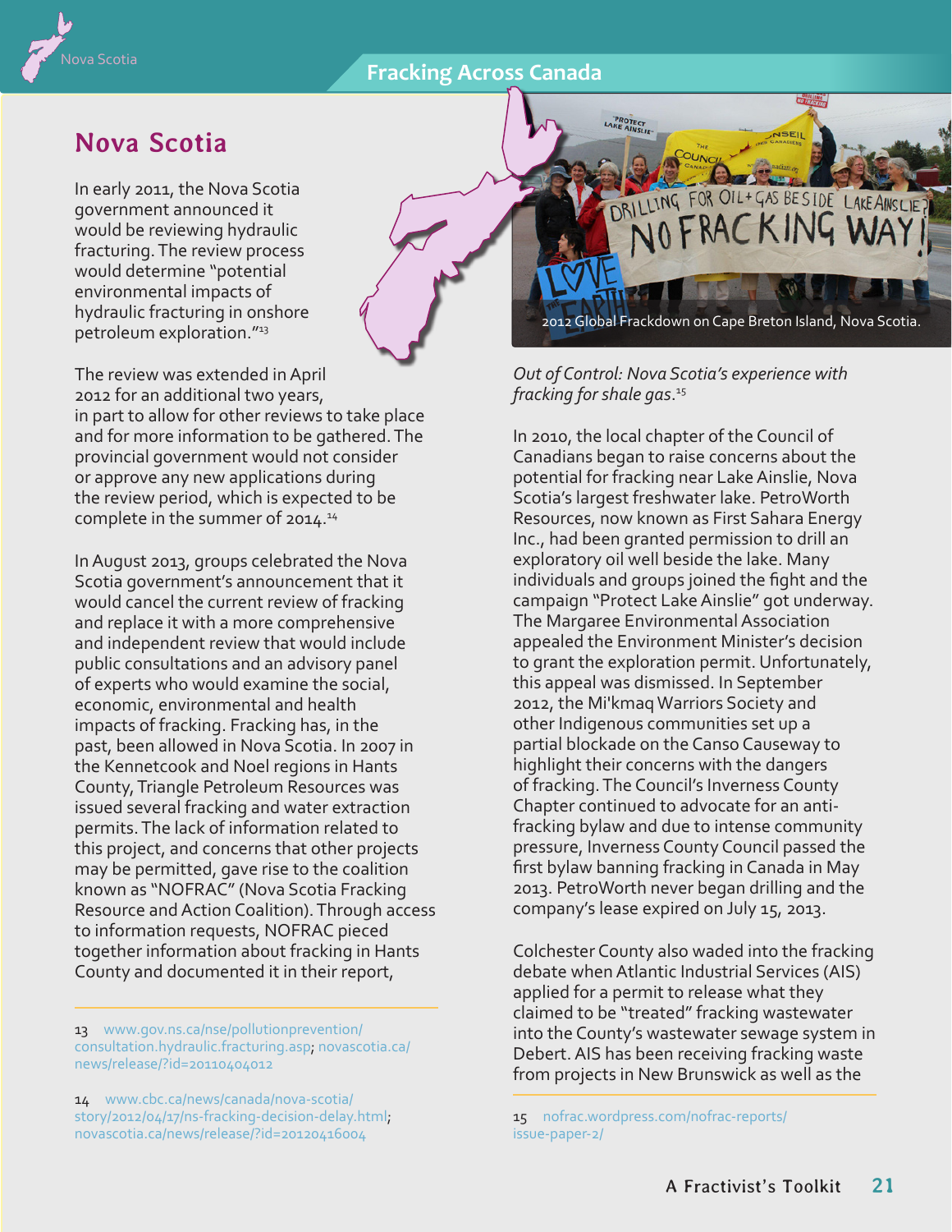## Nova Scotia

In early 2011, the Nova Scotia government announced it would be reviewing hydraulic fracturing. The review process would determine "potential environmental impacts of hydraulic fracturing in onshore petroleum exploration."[13]

The review was extended in April 2012 for an additional two years, in part to allow for other reviews to take place and for more information to be gathered. The provincial government would not consider or approve any new applications during the review period, which is expected to be complete in the summer of 2014.[14]

In August 2013, groups celebrated the Nova Scotia government's announcement that it would cancel the current review of fracking and replace it with a more comprehensive and independent review that would include public consultations and an advisory panel of experts who would examine the social, economic, environmental and health impacts of fracking. Fracking has, in the past, been allowed in Nova Scotia. In 2007 in the Kennetcook and Noel regions in Hants County, Triangle Petroleum Resources was issued several fracking and water extraction permits. The lack of information related to this project, and concerns that other projects may be permitted, gave rise to the coalition known as "NOFRAC" (Nova Scotia Fracking Resource and Action Coalition). Through access to information requests, NOFRAC pieced together information about fracking in Hants County and documented it in their report, *Out of Control: Nova Scotia's experience with fracking for shale gas*.[15]

2012 Global Frackdown on Cape Breton Island, Nova Scotia.

In 2010, the local chapter of the Council of Canadians began to raise concerns about the potential for fracking near Lake Ainslie, Nova Scotia's largest freshwater lake. PetroWorth Resources, now known as First Sahara Energy Inc., had been granted permission to drill an exploratory oil well beside the lake. Many individuals and groups joined the fight and the campaign "Protect Lake Ainslie" got underway. The Margaree Environmental Association appealed the Environment Minister's decision to grant the exploration permit. Unfortunately, this appeal was dismissed. In September 2012, the Mi'kmaq Warriors Society and other Indigenous communities set up a partial blockade on the Canso Causeway to highlight their concerns with the dangers of fracking. The Council's Inverness County Chapter continued to advocate for an anti-fracking bylaw and due to intense community pressure, Inverness County Council passed the first bylaw banning fracking in Canada in May 2013. PetroWorth never began drilling and the company's lease expired on July 15, 2013.

Colchester County also waded into the fracking debate when Atlantic Industrial Services (AIS) applied for a permit to release what they claimed to be "treated" fracking wastewater into the County's wastewater sewage system in Debert. AIS has been receiving fracking waste from projects in New Brunswick as well as the

---

13 www.gov.ns.ca/nse/pollutionprevention/consultation.hydraulic.fracturing.asp; novascotia.ca/news/release/?id=20110404012

14 www.cbc.ca/news/canada/nova-scotia/story/2012/04/17/ns-fracking-decision-delay.html; novascotia.ca/news/release/?id=20120416004

15 nofrac.wordpress.com/nofrac-reports/issue-paper-2/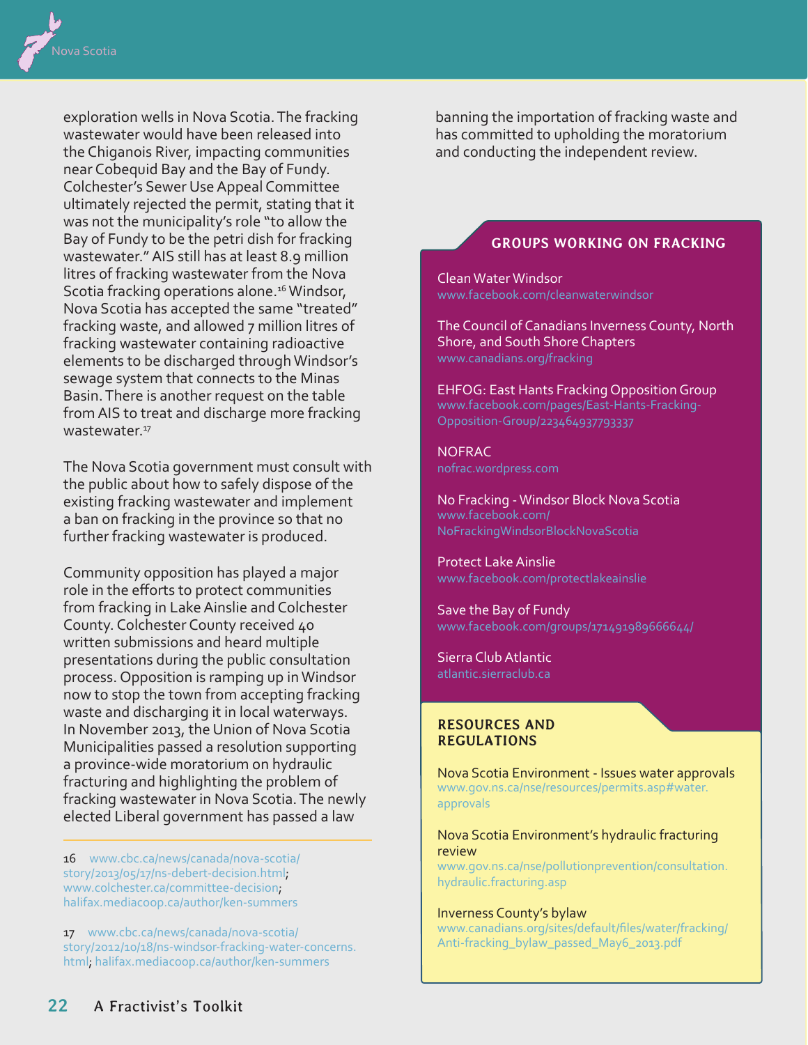exploration wells in Nova Scotia. The fracking wastewater would have been released into the Chiganois River, impacting communities near Cobequid Bay and the Bay of Fundy. Colchester's Sewer Use Appeal Committee ultimately rejected the permit, stating that it was not the municipality's role "to allow the Bay of Fundy to be the petri dish for fracking wastewater." AIS still has at least 8.9 million litres of fracking wastewater from the Nova Scotia fracking operations alone.[16] Windsor, Nova Scotia has accepted the same "treated" fracking waste, and allowed 7 million litres of fracking wastewater containing radioactive elements to be discharged through Windsor's sewage system that connects to the Minas Basin. There is another request on the table from AIS to treat and discharge more fracking wastewater.[17]

The Nova Scotia government must consult with the public about how to safely dispose of the existing fracking wastewater and implement a ban on fracking in the province so that no further fracking wastewater is produced.

Community opposition has played a major role in the efforts to protect communities from fracking in Lake Ainslie and Colchester County. Colchester County received 40 written submissions and heard multiple presentations during the public consultation process. Opposition is ramping up in Windsor now to stop the town from accepting fracking waste and discharging it in local waterways. In November 2013, the Union of Nova Scotia Municipalities passed a resolution supporting a province-wide moratorium on hydraulic fracturing and highlighting the problem of fracking wastewater in Nova Scotia. The newly elected Liberal government has passed a law banning the importation of fracking waste and has committed to upholding the moratorium and conducting the independent review.

16 www.cbc.ca/news/canada/nova-scotia/story/2013/05/17/ns-debert-decision.html; www.colchester.ca/committee-decision; halifax.mediacoop.ca/author/ken-summers

17 www.cbc.ca/news/canada/nova-scotia/story/2012/10/18/ns-windsor-fracking-water-concerns.html; halifax.mediacoop.ca/author/ken-summers

## GROUPS WORKING ON FRACKING

Clean Water Windsor
www.facebook.com/cleanwaterwindsor

The Council of Canadians Inverness County, North Shore, and South Shore Chapters
www.canadians.org/fracking

EHFOG: East Hants Fracking Opposition Group
www.facebook.com/pages/East-Hants-Fracking-Opposition-Group/223464937793337

NOFRAC
nofrac.wordpress.com

No Fracking - Windsor Block Nova Scotia
www.facebook.com/NoFrackingWindsorBlockNovaScotia

Protect Lake Ainslie
www.facebook.com/protectlakeainslie

Save the Bay of Fundy
www.facebook.com/groups/171491989666644/

Sierra Club Atlantic
atlantic.sierraclub.ca

## RESOURCES AND REGULATIONS

Nova Scotia Environment - Issues water approvals
www.gov.ns.ca/nse/resources/permits.asp#water.approvals

Nova Scotia Environment's hydraulic fracturing review
www.gov.ns.ca/nse/pollutionprevention/consultation.hydraulic.fracturing.asp

Inverness County's bylaw
www.canadians.org/sites/default/files/water/fracking/Anti-fracking_bylaw_passed_May6_2013.pdf